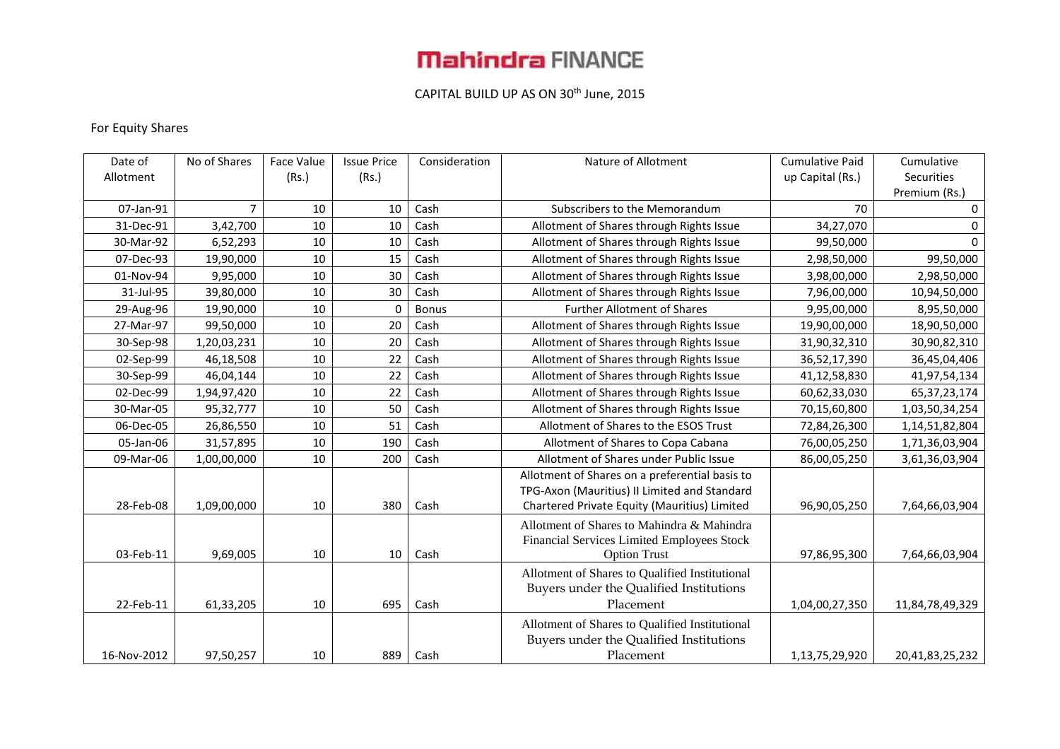# Mahindra FINANCE

CAPITAL BUILD UP AS ON 30th June, 2015

For Equity Shares

| Date of Allotment | No of Shares | Face Value (Rs.) | Issue Price (Rs.) | Consideration | Nature of Allotment | Cumulative Paid up Capital (Rs.) | Cumulative Securities Premium (Rs.) |
|---|---|---|---|---|---|---|---|
| 07-Jan-91 | 7 | 10 | 10 | Cash | Subscribers to the Memorandum | 70 | 0 |
| 31-Dec-91 | 3,42,700 | 10 | 10 | Cash | Allotment of Shares through Rights Issue | 34,27,070 | 0 |
| 30-Mar-92 | 6,52,293 | 10 | 10 | Cash | Allotment of Shares through Rights Issue | 99,50,000 | 0 |
| 07-Dec-93 | 19,90,000 | 10 | 15 | Cash | Allotment of Shares through Rights Issue | 2,98,50,000 | 99,50,000 |
| 01-Nov-94 | 9,95,000 | 10 | 30 | Cash | Allotment of Shares through Rights Issue | 3,98,00,000 | 2,98,50,000 |
| 31-Jul-95 | 39,80,000 | 10 | 30 | Cash | Allotment of Shares through Rights Issue | 7,96,00,000 | 10,94,50,000 |
| 29-Aug-96 | 19,90,000 | 10 | 0 | Bonus | Further Allotment of Shares | 9,95,00,000 | 8,95,50,000 |
| 27-Mar-97 | 99,50,000 | 10 | 20 | Cash | Allotment of Shares through Rights Issue | 19,90,00,000 | 18,90,50,000 |
| 30-Sep-98 | 1,20,03,231 | 10 | 20 | Cash | Allotment of Shares through Rights Issue | 31,90,32,310 | 30,90,82,310 |
| 02-Sep-99 | 46,18,508 | 10 | 22 | Cash | Allotment of Shares through Rights Issue | 36,52,17,390 | 36,45,04,406 |
| 30-Sep-99 | 46,04,144 | 10 | 22 | Cash | Allotment of Shares through Rights Issue | 41,12,58,830 | 41,97,54,134 |
| 02-Dec-99 | 1,94,97,420 | 10 | 22 | Cash | Allotment of Shares through Rights Issue | 60,62,33,030 | 65,37,23,174 |
| 30-Mar-05 | 95,32,777 | 10 | 50 | Cash | Allotment of Shares through Rights Issue | 70,15,60,800 | 1,03,50,34,254 |
| 06-Dec-05 | 26,86,550 | 10 | 51 | Cash | Allotment of Shares to the ESOS Trust | 72,84,26,300 | 1,14,51,82,804 |
| 05-Jan-06 | 31,57,895 | 10 | 190 | Cash | Allotment of Shares to Copa Cabana | 76,00,05,250 | 1,71,36,03,904 |
| 09-Mar-06 | 1,00,00,000 | 10 | 200 | Cash | Allotment of Shares under Public Issue | 86,00,05,250 | 3,61,36,03,904 |
| 28-Feb-08 | 1,09,00,000 | 10 | 380 | Cash | Allotment of Shares on a preferential basis to TPG-Axon (Mauritius) II Limited and Standard Chartered Private Equity (Mauritius) Limited | 96,90,05,250 | 7,64,66,03,904 |
| 03-Feb-11 | 9,69,005 | 10 | 10 | Cash | Allotment of Shares to Mahindra & Mahindra Financial Services Limited Employees Stock Option Trust | 97,86,95,300 | 7,64,66,03,904 |
| 22-Feb-11 | 61,33,205 | 10 | 695 | Cash | Allotment of Shares to Qualified Institutional Buyers under the Qualified Institutions Placement | 1,04,00,27,350 | 11,84,78,49,329 |
| 16-Nov-2012 | 97,50,257 | 10 | 889 | Cash | Allotment of Shares to Qualified Institutional Buyers under the Qualified Institutions Placement | 1,13,75,29,920 | 20,41,83,25,232 |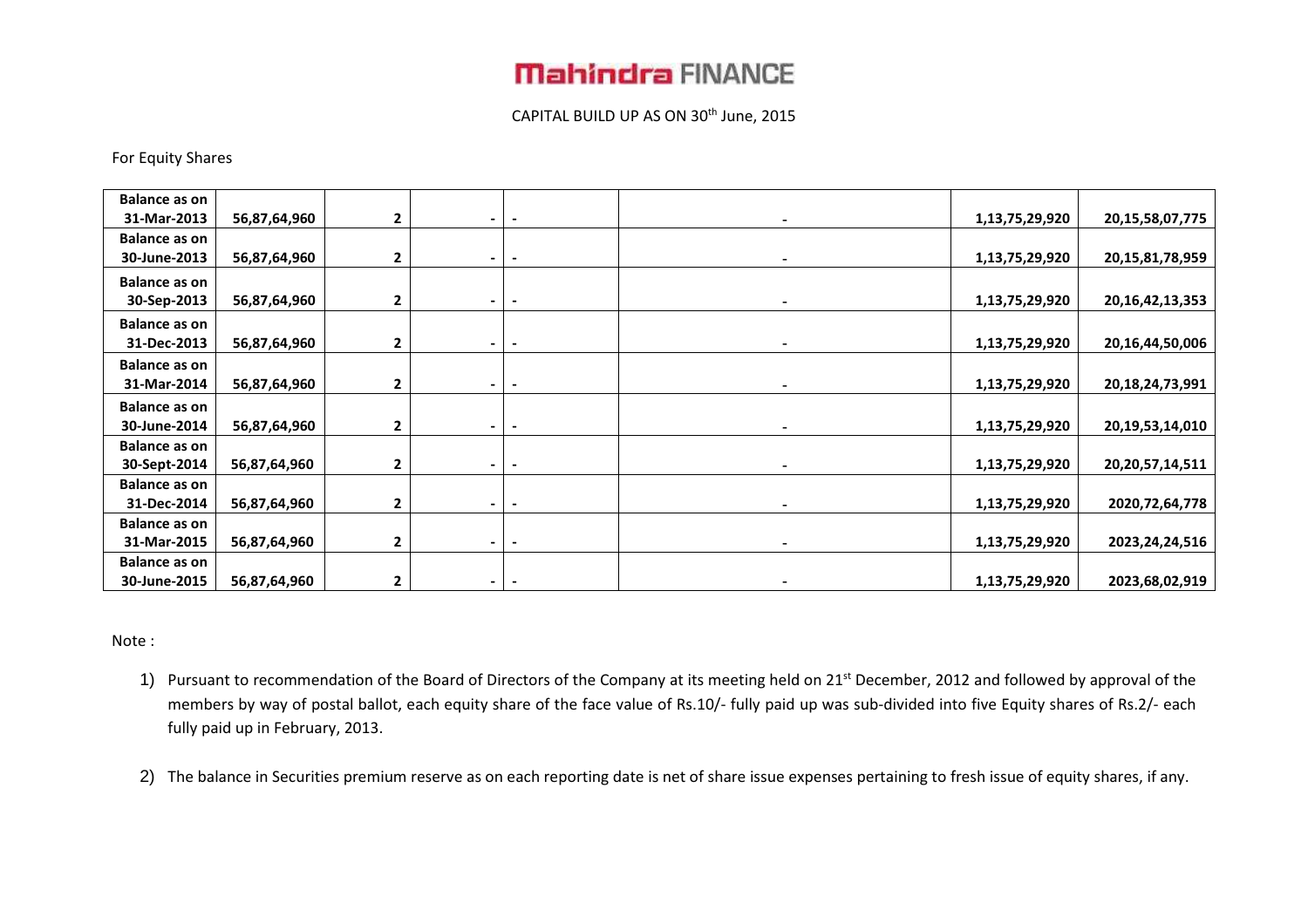# Mahindra FINANCE

CAPITAL BUILD UP AS ON 30th June, 2015

For Equity Shares

| | | | | | | | |
|---|---|---|---|---|---|---|---|
| **Balance as on 31-Mar-2013** | **56,87,64,960** | **2** | **-** | **-** | **-** | **1,13,75,29,920** | **20,15,58,07,775** |
| **Balance as on 30-June-2013** | **56,87,64,960** | **2** | **-** | **-** | **-** | **1,13,75,29,920** | **20,15,81,78,959** |
| **Balance as on 30-Sep-2013** | **56,87,64,960** | **2** | **-** | **-** | **-** | **1,13,75,29,920** | **20,16,42,13,353** |
| **Balance as on 31-Dec-2013** | **56,87,64,960** | **2** | **-** | **-** | **-** | **1,13,75,29,920** | **20,16,44,50,006** |
| **Balance as on 31-Mar-2014** | **56,87,64,960** | **2** | **-** | **-** | **-** | **1,13,75,29,920** | **20,18,24,73,991** |
| **Balance as on 30-June-2014** | **56,87,64,960** | **2** | **-** | **-** | **-** | **1,13,75,29,920** | **20,19,53,14,010** |
| **Balance as on 30-Sept-2014** | **56,87,64,960** | **2** | **-** | **-** | **-** | **1,13,75,29,920** | **20,20,57,14,511** |
| **Balance as on 31-Dec-2014** | **56,87,64,960** | **2** | **-** | **-** | **-** | **1,13,75,29,920** | **2020,72,64,778** |
| **Balance as on 31-Mar-2015** | **56,87,64,960** | **2** | **-** | **-** | **-** | **1,13,75,29,920** | **2023,24,24,516** |
| **Balance as on 30-June-2015** | **56,87,64,960** | **2** | **-** | **-** | **-** | **1,13,75,29,920** | **2023,68,02,919** |

Note :

1) Pursuant to recommendation of the Board of Directors of the Company at its meeting held on 21st December, 2012 and followed by approval of the members by way of postal ballot, each equity share of the face value of Rs.10/- fully paid up was sub-divided into five Equity shares of Rs.2/- each fully paid up in February, 2013.

2) The balance in Securities premium reserve as on each reporting date is net of share issue expenses pertaining to fresh issue of equity shares, if any.